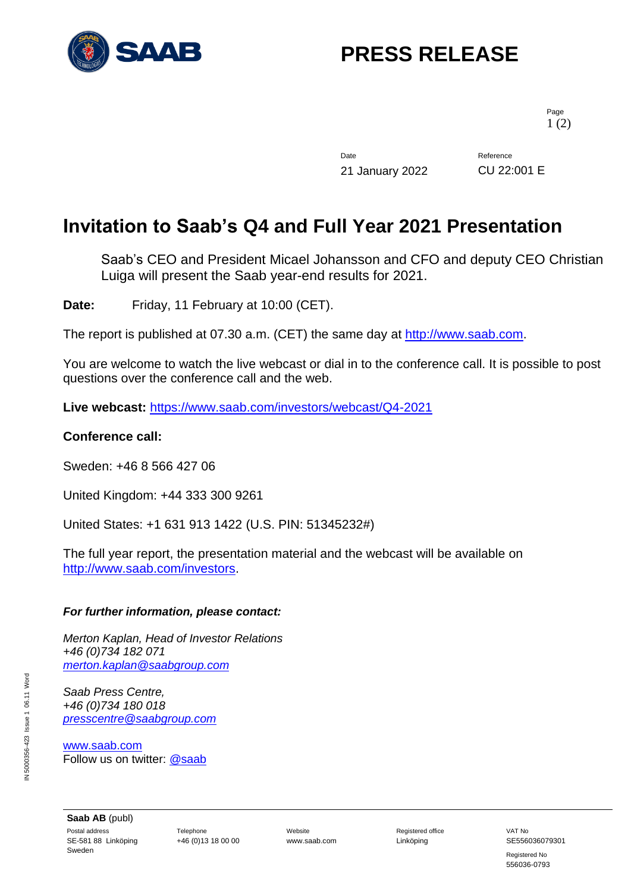# PRESS RELEASE

Date: 21 January 2022

Reference: CU 22:001 E

## Invitation to Saab's Q4 and Full Year 2021 Presentation

Saab's CEO and President Micael Johansson and CFO and deputy CEO Christian Luiga will present the Saab year-end results for 2021.

**Date:** Friday, 11 February at 10:00 (CET).

The report is published at 07.30 a.m. (CET) the same day at http://www.saab.com.

You are welcome to watch the live webcast or dial in to the conference call. It is possible to post questions over the conference call and the web.

**Live webcast:** https://www.saab.com/investors/webcast/Q4-2021

**Conference call:**

Sweden: +46 8 566 427 06

United Kingdom: +44 333 300 9261

United States: +1 631 913 1422 (U.S. PIN: 51345232#)

The full year report, the presentation material and the webcast will be available on http://www.saab.com/investors.

***For further information, please contact:***

*Merton Kaplan, Head of Investor Relations*
*+46 (0)734 182 071*
*merton.kaplan@saabgroup.com*

*Saab Press Centre,*
*+46 (0)734 180 018*
*presscentre@saabgroup.com*

www.saab.com
Follow us on twitter: @saab

**Saab AB** (publ)

| Postal address | Telephone | Website | Registered office | VAT No |
|---|---|---|---|---|
| SE-581 88 Linköping Sweden | +46 (0)13 18 00 00 | www.saab.com | Linköping | SE556036079301 |
| | | | | Registered No 556036-0793 |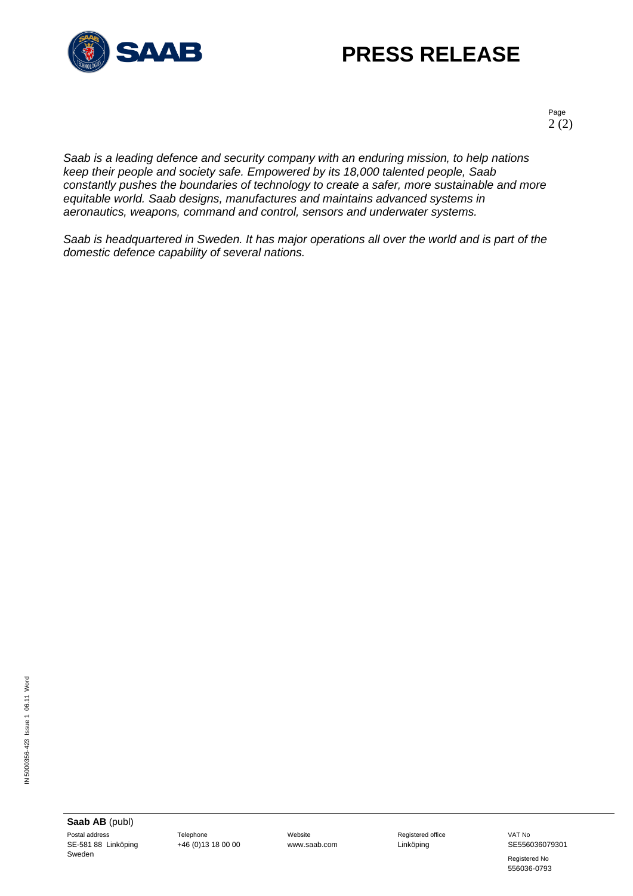*Saab is a leading defence and security company with an enduring mission, to help nations keep their people and society safe. Empowered by its 18,000 talented people, Saab constantly pushes the boundaries of technology to create a safer, more sustainable and more equitable world. Saab designs, manufactures and maintains advanced systems in aeronautics, weapons, command and control, sensors and underwater systems.*

*Saab is headquartered in Sweden. It has major operations all over the world and is part of the domestic defence capability of several nations.*